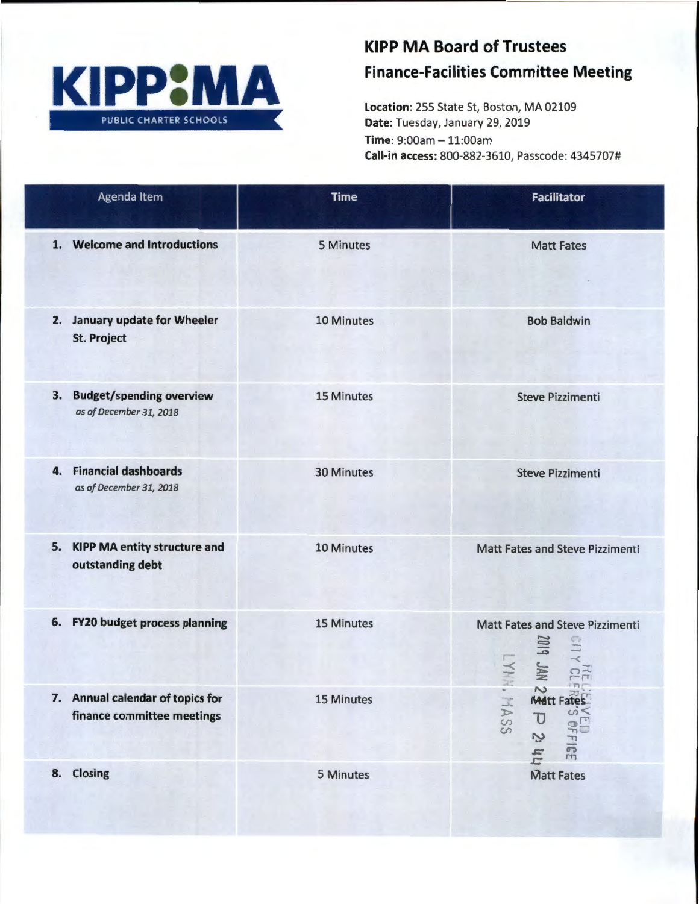KIPP:MA
PUBLIC CHARTER SCHOOLS

# KIPP MA Board of Trustees
## Finance-Facilities Committee Meeting

**Location**: 255 State St, Boston, MA 02109
**Date**: Tuesday, January 29, 2019
**Time**: 9:00am – 11:00am
**Call-in access:** 800-882-3610, Passcode: 4345707#

| Agenda Item | Time | Facilitator |
|---|---|---|
| 1. **Welcome and Introductions** | 5 Minutes | Matt Fates |
| 2. **January update for Wheeler St. Project** | 10 Minutes | Bob Baldwin |
| 3. **Budget/spending overview** *as of December 31, 2018* | 15 Minutes | Steve Pizzimenti |
| 4. **Financial dashboards** *as of December 31, 2018* | 30 Minutes | Steve Pizzimenti |
| 5. **KIPP MA entity structure and outstanding debt** | 10 Minutes | Matt Fates and Steve Pizzimenti |
| 6. **FY20 budget process planning** | 15 Minutes | Matt Fates and Steve Pizzimenti |
| 7. **Annual calendar of topics for finance committee meetings** | 15 Minutes | Matt Fates |
| 8. **Closing** | 5 Minutes | Matt Fates |

RECEIVED
CITY CLERK'S OFFICE
2019 JAN 2? P 2:44
LYNN, MASS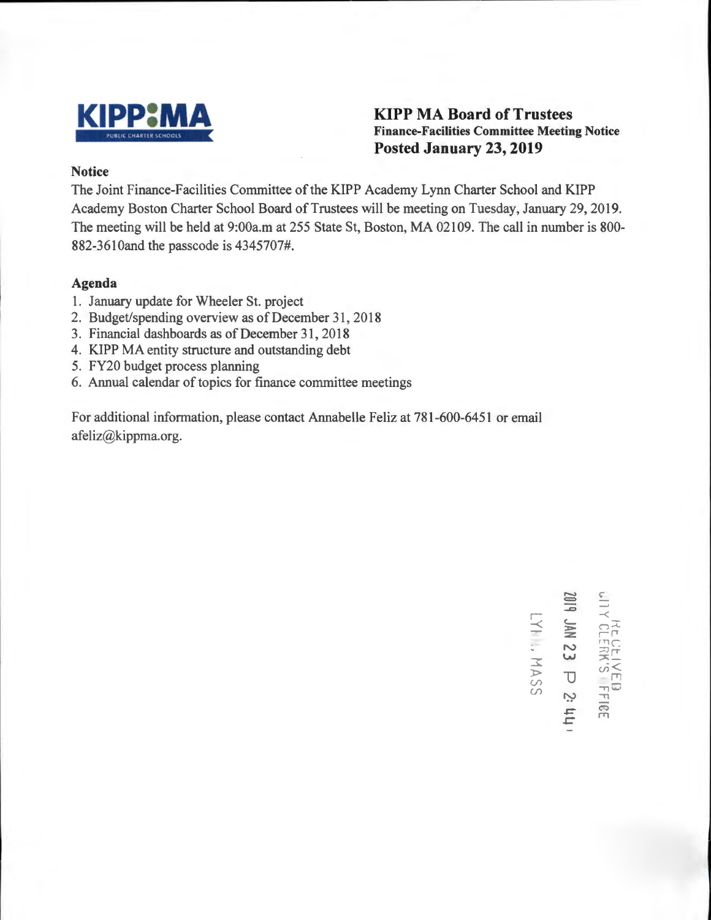**KIPP MA Board of Trustees**
**Finance-Facilities Committee Meeting Notice**
**Posted January 23, 2019**

**Notice**

The Joint Finance-Facilities Committee of the KIPP Academy Lynn Charter School and KIPP Academy Boston Charter School Board of Trustees will be meeting on Tuesday, January 29, 2019. The meeting will be held at 9:00a.m at 255 State St, Boston, MA 02109. The call in number is 800-882-3610and the passcode is 4345707#.

**Agenda**

1. January update for Wheeler St. project
2. Budget/spending overview as of December 31, 2018
3. Financial dashboards as of December 31, 2018
4. KIPP MA entity structure and outstanding debt
5. FY20 budget process planning
6. Annual calendar of topics for finance committee meetings

For additional information, please contact Annabelle Feliz at 781-600-6451 or email afeliz@kippma.org.

RECEIVED
CITY CLERK'S OFFICE
2019 JAN 23 P 2:44
LYNN, MASS